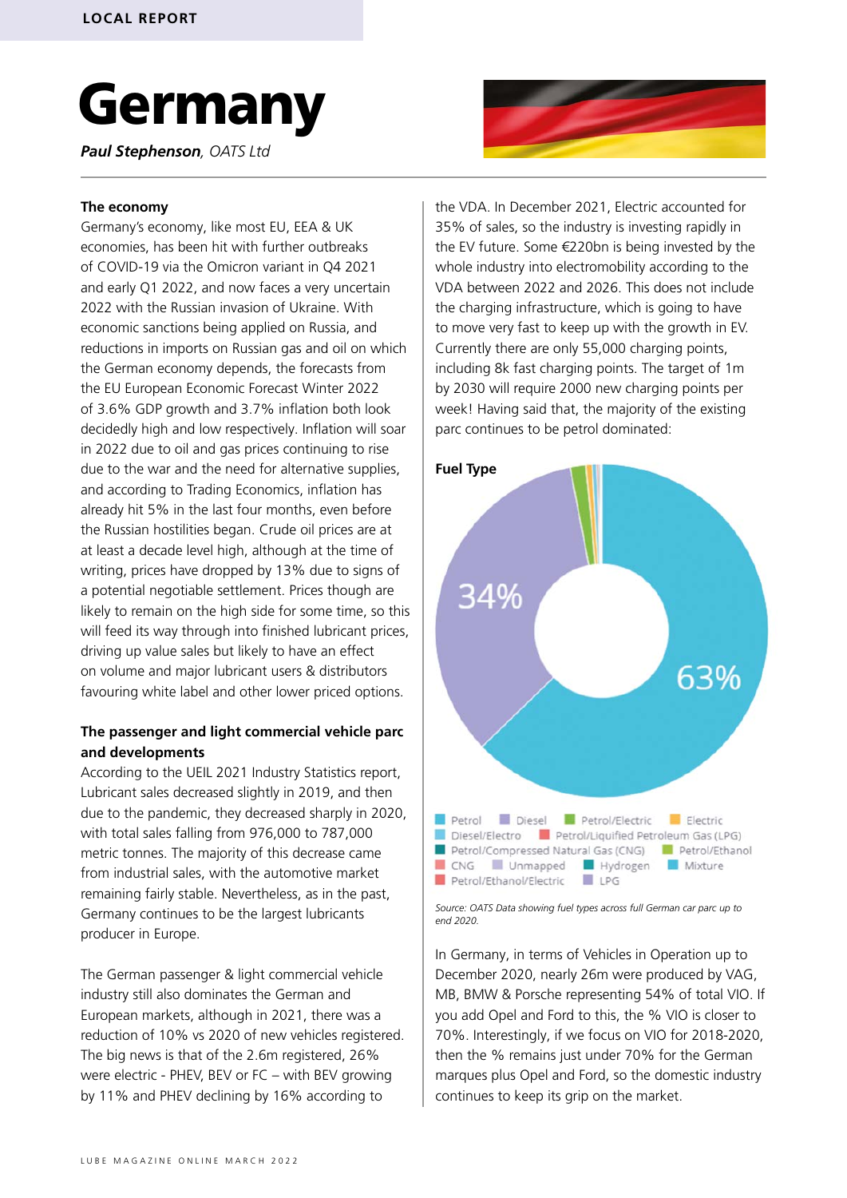LOCAL REPORT

# Germany

***Paul Stephenson**, OATS Ltd*

### The economy

Germany's economy, like most EU, EEA & UK economies, has been hit with further outbreaks of COVID-19 via the Omicron variant in Q4 2021 and early Q1 2022, and now faces a very uncertain 2022 with the Russian invasion of Ukraine. With economic sanctions being applied on Russia, and reductions in imports on Russian gas and oil on which the German economy depends, the forecasts from the EU European Economic Forecast Winter 2022 of 3.6% GDP growth and 3.7% inflation both look decidedly high and low respectively. Inflation will soar in 2022 due to oil and gas prices continuing to rise due to the war and the need for alternative supplies, and according to Trading Economics, inflation has already hit 5% in the last four months, even before the Russian hostilities began. Crude oil prices are at at least a decade level high, although at the time of writing, prices have dropped by 13% due to signs of a potential negotiable settlement. Prices though are likely to remain on the high side for some time, so this will feed its way through into finished lubricant prices, driving up value sales but likely to have an effect on volume and major lubricant users & distributors favouring white label and other lower priced options.

### The passenger and light commercial vehicle parc and developments

According to the UEIL 2021 Industry Statistics report, Lubricant sales decreased slightly in 2019, and then due to the pandemic, they decreased sharply in 2020, with total sales falling from 976,000 to 787,000 metric tonnes. The majority of this decrease came from industrial sales, with the automotive market remaining fairly stable. Nevertheless, as in the past, Germany continues to be the largest lubricants producer in Europe.

The German passenger & light commercial vehicle industry still also dominates the German and European markets, although in 2021, there was a reduction of 10% vs 2020 of new vehicles registered. The big news is that of the 2.6m registered, 26% were electric - PHEV, BEV or FC – with BEV growing by 11% and PHEV declining by 16% according to the VDA. In December 2021, Electric accounted for 35% of sales, so the industry is investing rapidly in the EV future. Some €220bn is being invested by the whole industry into electromobility according to the VDA between 2022 and 2026. This does not include the charging infrastructure, which is going to have to move very fast to keep up with the growth in EV. Currently there are only 55,000 charging points, including 8k fast charging points. The target of 1m by 2030 will require 2000 new charging points per week! Having said that, the majority of the existing parc continues to be petrol dominated:

**Fuel Type**

63%
34%

Petrol, Diesel, Petrol/Electric, Electric, Diesel/Electro, Petrol/Liquified Petroleum Gas (LPG), Petrol/Compressed Natural Gas (CNG), Petrol/Ethanol, CNG, Unmapped, Hydrogen, Mixture, Petrol/Ethanol/Electric, LPG

*Source: OATS Data showing fuel types across full German car parc up to end 2020.*

In Germany, in terms of Vehicles in Operation up to December 2020, nearly 26m were produced by VAG, MB, BMW & Porsche representing 54% of total VIO. If you add Opel and Ford to this, the % VIO is closer to 70%. Interestingly, if we focus on VIO for 2018-2020, then the % remains just under 70% for the German marques plus Opel and Ford, so the domestic industry continues to keep its grip on the market.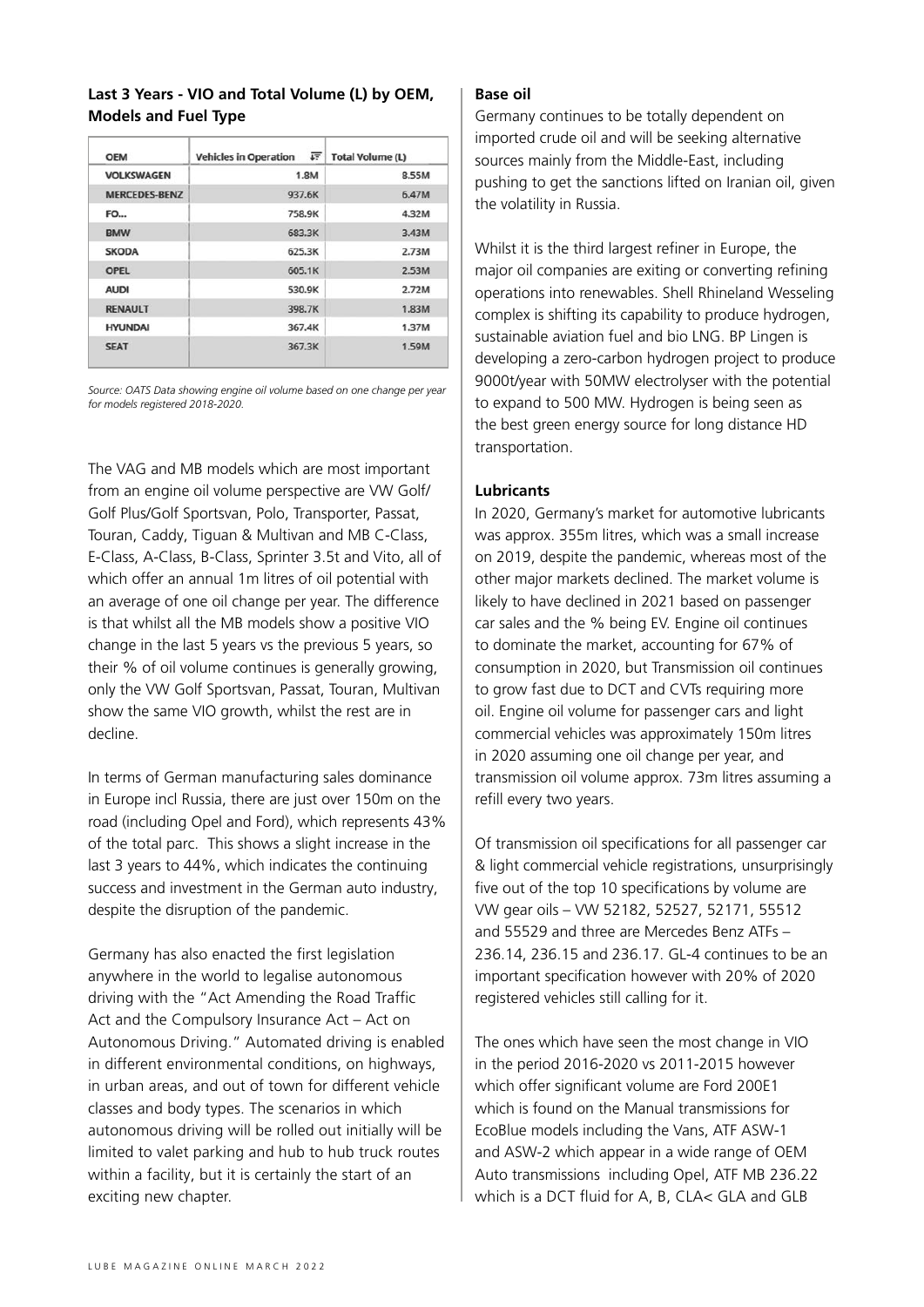**Last 3 Years - VIO and Total Volume (L) by OEM, Models and Fuel Type**

| OEM | Vehicles in Operation | Total Volume (L) |
|---|---|---|
| VOLKSWAGEN | 1.8M | 8.55M |
| MERCEDES-BENZ | 937.6K | 6.47M |
| FO... | 758.9K | 4.32M |
| BMW | 683.3K | 3.43M |
| SKODA | 625.3K | 2.73M |
| OPEL | 605.1K | 2.53M |
| AUDI | 530.9K | 2.72M |
| RENAULT | 398.7K | 1.83M |
| HYUNDAI | 367.4K | 1.37M |
| SEAT | 367.3K | 1.59M |

*Source: OATS Data showing engine oil volume based on one change per year for models registered 2018-2020.*

The VAG and MB models which are most important from an engine oil volume perspective are VW Golf/ Golf Plus/Golf Sportsvan, Polo, Transporter, Passat, Touran, Caddy, Tiguan & Multivan and MB C-Class, E-Class, A-Class, B-Class, Sprinter 3.5t and Vito, all of which offer an annual 1m litres of oil potential with an average of one oil change per year. The difference is that whilst all the MB models show a positive VIO change in the last 5 years vs the previous 5 years, so their % of oil volume continues is generally growing, only the VW Golf Sportsvan, Passat, Touran, Multivan show the same VIO growth, whilst the rest are in decline.

In terms of German manufacturing sales dominance in Europe incl Russia, there are just over 150m on the road (including Opel and Ford), which represents 43% of the total parc. This shows a slight increase in the last 3 years to 44%, which indicates the continuing success and investment in the German auto industry, despite the disruption of the pandemic.

Germany has also enacted the first legislation anywhere in the world to legalise autonomous driving with the "Act Amending the Road Traffic Act and the Compulsory Insurance Act – Act on Autonomous Driving." Automated driving is enabled in different environmental conditions, on highways, in urban areas, and out of town for different vehicle classes and body types. The scenarios in which autonomous driving will be rolled out initially will be limited to valet parking and hub to hub truck routes within a facility, but it is certainly the start of an exciting new chapter.

**Base oil**

Germany continues to be totally dependent on imported crude oil and will be seeking alternative sources mainly from the Middle-East, including pushing to get the sanctions lifted on Iranian oil, given the volatility in Russia.

Whilst it is the third largest refiner in Europe, the major oil companies are exiting or converting refining operations into renewables. Shell Rhineland Wesseling complex is shifting its capability to produce hydrogen, sustainable aviation fuel and bio LNG. BP Lingen is developing a zero-carbon hydrogen project to produce 9000t/year with 50MW electrolyser with the potential to expand to 500 MW. Hydrogen is being seen as the best green energy source for long distance HD transportation.

**Lubricants**

In 2020, Germany's market for automotive lubricants was approx. 355m litres, which was a small increase on 2019, despite the pandemic, whereas most of the other major markets declined. The market volume is likely to have declined in 2021 based on passenger car sales and the % being EV. Engine oil continues to dominate the market, accounting for 67% of consumption in 2020, but Transmission oil continues to grow fast due to DCT and CVTs requiring more oil. Engine oil volume for passenger cars and light commercial vehicles was approximately 150m litres in 2020 assuming one oil change per year, and transmission oil volume approx. 73m litres assuming a refill every two years.

Of transmission oil specifications for all passenger car & light commercial vehicle registrations, unsurprisingly five out of the top 10 specifications by volume are VW gear oils – VW 52182, 52527, 52171, 55512 and 55529 and three are Mercedes Benz ATFs – 236.14, 236.15 and 236.17. GL-4 continues to be an important specification however with 20% of 2020 registered vehicles still calling for it.

The ones which have seen the most change in VIO in the period 2016-2020 vs 2011-2015 however which offer significant volume are Ford 200E1 which is found on the Manual transmissions for EcoBlue models including the Vans, ATF ASW-1 and ASW-2 which appear in a wide range of OEM Auto transmissions including Opel, ATF MB 236.22 which is a DCT fluid for A, B, CLA< GLA and GLB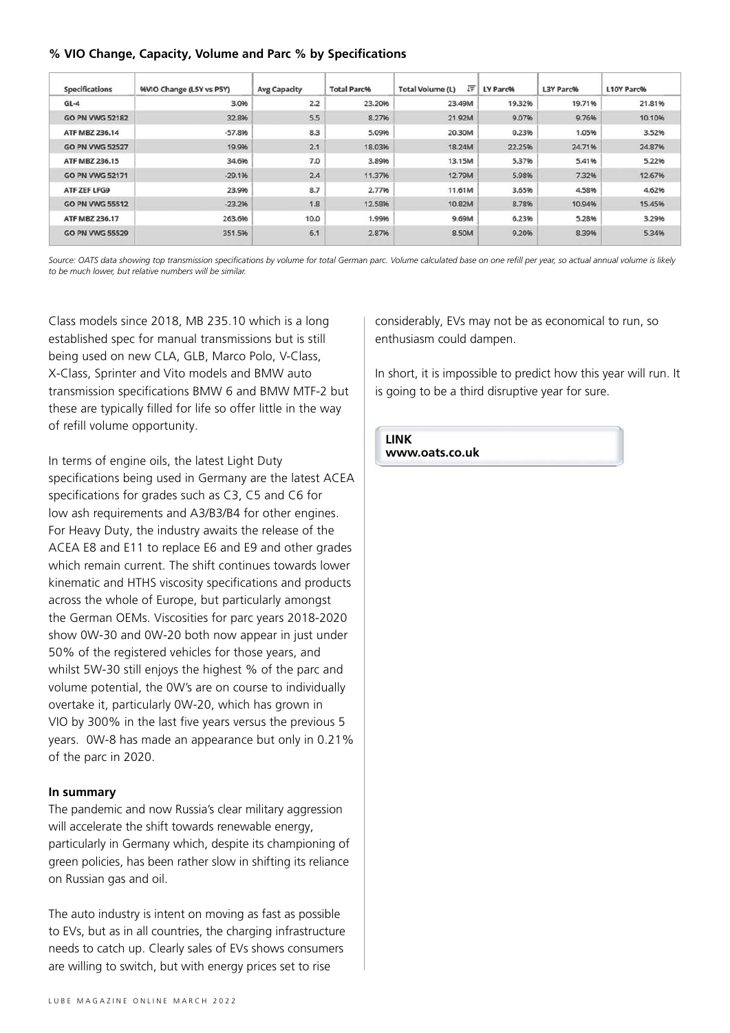**% VIO Change, Capacity, Volume and Parc % by Specifications**

| Specifications | %VIO Change (L5Y vs P5Y) | Avg Capacity | Total Parc% | Total Volume (L) | LY Parc% | L3Y Parc% | L10Y Parc% |
|---|---|---|---|---|---|---|---|
| GL-4 | 3.0% | 2.2 | 23.20% | 23.49M | 19.32% | 19.71% | 21.81% |
| GO PN VWG 52182 | 32.8% | 5.5 | 8.27% | 21.92M | 9.07% | 9.76% | 10.10% |
| ATF MBZ 236.14 | -57.8% | 8.3 | 5.09% | 20.30M | 0.23% | 1.05% | 3.52% |
| GO PN VWG 52527 | 19.9% | 2.1 | 18.03% | 18.24M | 22.25% | 24.71% | 24.87% |
| ATF MBZ 236.15 | 34.6% | 7.0 | 3.89% | 13.15M | 5.37% | 5.41% | 5.22% |
| GO PN VWG 52171 | -29.1% | 2.4 | 11.37% | 12.79M | 5.98% | 7.32% | 12.67% |
| ATF ZEF LFG9 | 23.9% | 8.7 | 2.77% | 11.61M | 3.65% | 4.58% | 4.62% |
| GO PN VWG 55512 | -23.2% | 1.8 | 12.58% | 10.82M | 8.78% | 10.94% | 15.45% |
| ATF MBZ 236.17 | 263.6% | 10.0 | 1.99% | 9.69M | 6.23% | 5.28% | 3.29% |
| GO PN VWG 55529 | 351.5% | 6.1 | 2.87% | 8.50M | 9.20% | 8.39% | 5.34% |

*Source: OATS data showing top transmission specifications by volume for total German parc. Volume calculated base on one refill per year, so actual annual volume is likely to be much lower, but relative numbers will be similar.*

Class models since 2018, MB 235.10 which is a long established spec for manual transmissions but is still being used on new CLA, GLB, Marco Polo, V-Class, X-Class, Sprinter and Vito models and BMW auto transmission specifications BMW 6 and BMW MTF-2 but these are typically filled for life so offer little in the way of refill volume opportunity.

In terms of engine oils, the latest Light Duty specifications being used in Germany are the latest ACEA specifications for grades such as C3, C5 and C6 for low ash requirements and A3/B3/B4 for other engines. For Heavy Duty, the industry awaits the release of the ACEA E8 and E11 to replace E6 and E9 and other grades which remain current. The shift continues towards lower kinematic and HTHS viscosity specifications and products across the whole of Europe, but particularly amongst the German OEMs. Viscosities for parc years 2018-2020 show 0W-30 and 0W-20 both now appear in just under 50% of the registered vehicles for those years, and whilst 5W-30 still enjoys the highest % of the parc and volume potential, the 0W's are on course to individually overtake it, particularly 0W-20, which has grown in VIO by 300% in the last five years versus the previous 5 years. 0W-8 has made an appearance but only in 0.21% of the parc in 2020.

**In summary**

The pandemic and now Russia's clear military aggression will accelerate the shift towards renewable energy, particularly in Germany which, despite its championing of green policies, has been rather slow in shifting its reliance on Russian gas and oil.

The auto industry is intent on moving as fast as possible to EVs, but as in all countries, the charging infrastructure needs to catch up. Clearly sales of EVs shows consumers are willing to switch, but with energy prices set to rise considerably, EVs may not be as economical to run, so enthusiasm could dampen.

In short, it is impossible to predict how this year will run. It is going to be a third disruptive year for sure.

**LINK**
**www.oats.co.uk**